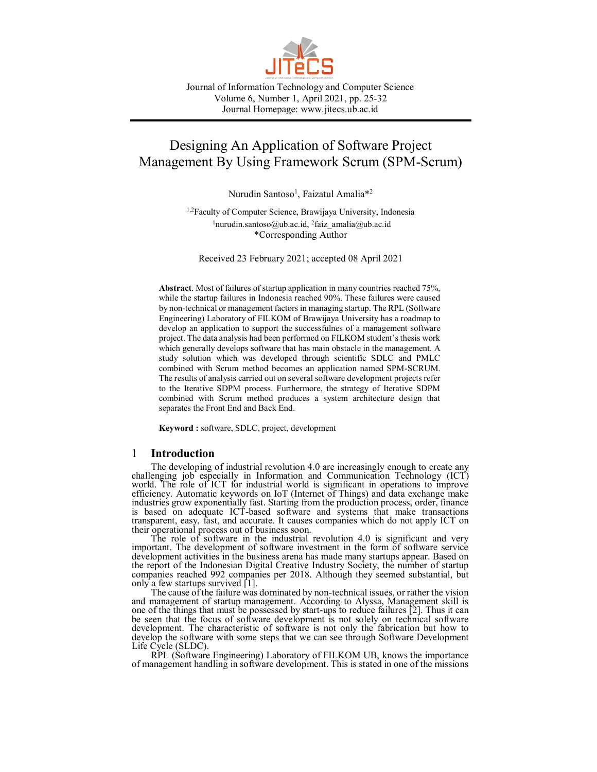Journal of Information Technology and Computer Science
Volume 6, Number 1, April 2021, pp. 25-32
Journal Homepage: www.jitecs.ub.ac.id

# Designing An Application of Software Project Management By Using Framework Scrum (SPM-Scrum)

Nurudin Santoso[1], Faizatul Amalia*[2]

[1,2]Faculty of Computer Science, Brawijaya University, Indonesia
[1]nurudin.santoso@ub.ac.id, [2]faiz_amalia@ub.ac.id
*Corresponding Author

Received 23 February 2021; accepted 08 April 2021

**Abstract**. Most of failures of startup application in many countries reached 75%, while the startup failures in Indonesia reached 90%. These failures were caused by non-technical or management factors in managing startup. The RPL (Software Engineering) Laboratory of FILKOM of Brawijaya University has a roadmap to develop an application to support the successfulnes of a management software project. The data analysis had been performed on FILKOM student's thesis work which generally develops software that has main obstacle in the management. A study solution which was developed through scientific SDLC and PMLC combined with Scrum method becomes an application named SPM-SCRUM. The results of analysis carried out on several software development projects refer to the Iterative SDPM process. Furthermore, the strategy of Iterative SDPM combined with Scrum method produces a system architecture design that separates the Front End and Back End.

**Keyword :** software, SDLC, project, development

## 1 Introduction

The developing of industrial revolution 4.0 are increasingly enough to create any challenging job especially in Information and Communication Technology (ICT) world. The role of ICT for industrial world is significant in operations to improve efficiency. Automatic keywords on IoT (Internet of Things) and data exchange make industries grow exponentially fast. Starting from the production process, order, finance is based on adequate ICT-based software and systems that make transactions transparent, easy, fast, and accurate. It causes companies which do not apply ICT on their operational process out of business soon.

The role of software in the industrial revolution 4.0 is significant and very important. The development of software investment in the form of software service development activities in the business arena has made many startups appear. Based on the report of the Indonesian Digital Creative Industry Society, the number of startup companies reached 992 companies per 2018. Although they seemed substantial, but only a few startups survived [1].

The cause of the failure was dominated by non-technical issues, or rather the vision and management of startup management. According to Alyssa, Management skill is one of the things that must be possessed by start-ups to reduce failures [2]. Thus it can be seen that the focus of software development is not solely on technical software development. The characteristic of software is not only the fabrication but how to develop the software with some steps that we can see through Software Development Life Cycle (SLDC).

RPL (Software Engineering) Laboratory of FILKOM UB, knows the importance of management handling in software development. This is stated in one of the missions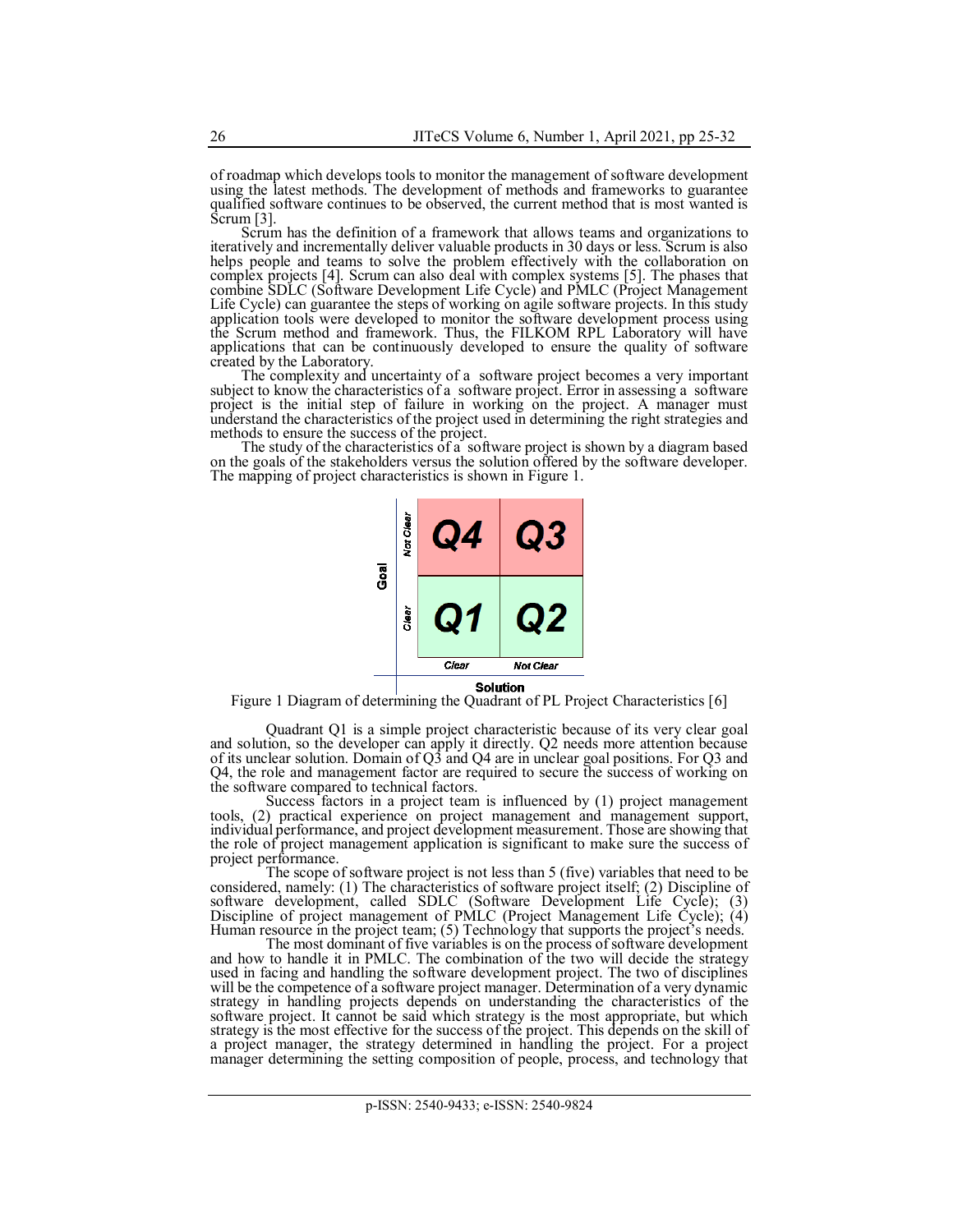of roadmap which develops tools to monitor the management of software development using the latest methods. The development of methods and frameworks to guarantee qualified software continues to be observed, the current method that is most wanted is Scrum [3].

Scrum has the definition of a framework that allows teams and organizations to iteratively and incrementally deliver valuable products in 30 days or less. Scrum is also helps people and teams to solve the problem effectively with the collaboration on complex projects [4]. Scrum can also deal with complex systems [5]. The phases that combine SDLC (Software Development Life Cycle) and PMLC (Project Management Life Cycle) can guarantee the steps of working on agile software projects. In this study application tools were developed to monitor the software development process using the Scrum method and framework. Thus, the FILKOM RPL Laboratory will have applications that can be continuously developed to ensure the quality of software created by the Laboratory.

The complexity and uncertainty of a software project becomes a very important subject to know the characteristics of a software project. Error in assessing a software project is the initial step of failure in working on the project. A manager must understand the characteristics of the project used in determining the right strategies and methods to ensure the success of the project.

The study of the characteristics of a software project is shown by a diagram based on the goals of the stakeholders versus the solution offered by the software developer. The mapping of project characteristics is shown in Figure 1.

| Goal | Q (Solution: Clear) | Q (Solution: Not Clear) |
|---|---|---|
| Not Clear | Q4 | Q3 |
| Clear | Q1 | Q2 |

Figure 1 Diagram of determining the Quadrant of PL Project Characteristics [6]

Quadrant Q1 is a simple project characteristic because of its very clear goal and solution, so the developer can apply it directly. Q2 needs more attention because of its unclear solution. Domain of Q3 and Q4 are in unclear goal positions. For Q3 and Q4, the role and management factor are required to secure the success of working on the software compared to technical factors.

Success factors in a project team is influenced by (1) project management tools, (2) practical experience on project management and management support, individual performance, and project development measurement. Those are showing that the role of project management application is significant to make sure the success of project performance.

The scope of software project is not less than 5 (five) variables that need to be considered, namely: (1) The characteristics of software project itself; (2) Discipline of software development, called SDLC (Software Development Life Cycle); (3) Discipline of project management of PMLC (Project Management Life Cycle); (4) Human resource in the project team; (5) Technology that supports the project's needs.

The most dominant of five variables is on the process of software development and how to handle it in PMLC. The combination of the two will decide the strategy used in facing and handling the software development project. The two of disciplines will be the competence of a software project manager. Determination of a very dynamic strategy in handling projects depends on understanding the characteristics of the software project. It cannot be said which strategy is the most appropriate, but which strategy is the most effective for the success of the project. This depends on the skill of a project manager, the strategy determined in handling the project. For a project manager determining the setting composition of people, process, and technology that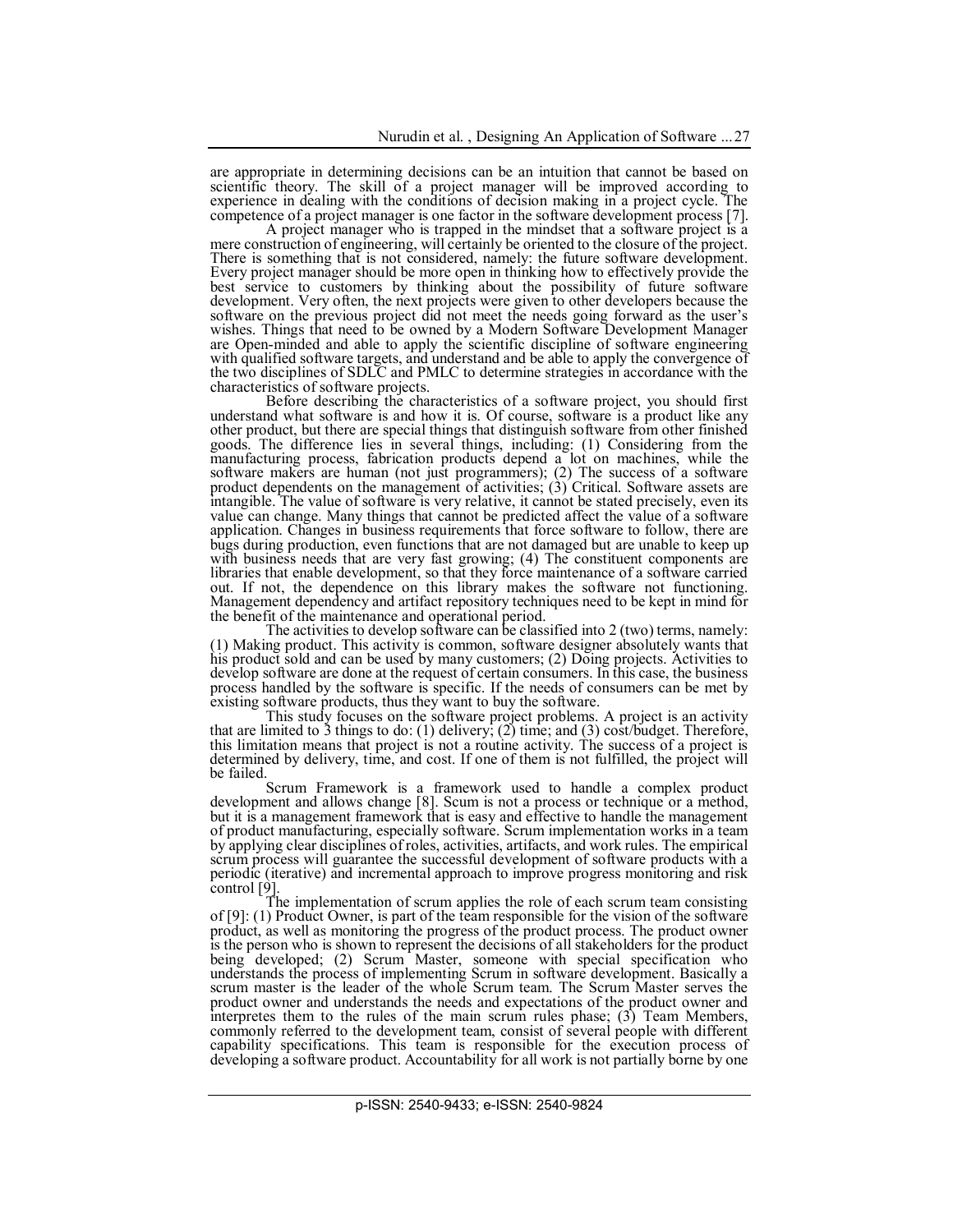are appropriate in determining decisions can be an intuition that cannot be based on scientific theory. The skill of a project manager will be improved according to experience in dealing with the conditions of decision making in a project cycle. The competence of a project manager is one factor in the software development process [7].

A project manager who is trapped in the mindset that a software project is a mere construction of engineering, will certainly be oriented to the closure of the project. There is something that is not considered, namely: the future software development. Every project manager should be more open in thinking how to effectively provide the best service to customers by thinking about the possibility of future software development. Very often, the next projects were given to other developers because the software on the previous project did not meet the needs going forward as the user's wishes. Things that need to be owned by a Modern Software Development Manager are Open-minded and able to apply the scientific discipline of software engineering with qualified software targets, and understand and be able to apply the convergence of the two disciplines of SDLC and PMLC to determine strategies in accordance with the characteristics of software projects.

Before describing the characteristics of a software project, you should first understand what software is and how it is. Of course, software is a product like any other product, but there are special things that distinguish software from other finished goods. The difference lies in several things, including: (1) Considering from the manufacturing process, fabrication products depend a lot on machines, while the software makers are human (not just programmers); (2) The success of a software product dependents on the management of activities; (3) Critical. Software assets are intangible. The value of software is very relative, it cannot be stated precisely, even its value can change. Many things that cannot be predicted affect the value of a software application. Changes in business requirements that force software to follow, there are bugs during production, even functions that are not damaged but are unable to keep up with business needs that are very fast growing; (4) The constituent components are libraries that enable development, so that they force maintenance of a software carried out. If not, the dependence on this library makes the software not functioning. Management dependency and artifact repository techniques need to be kept in mind for the benefit of the maintenance and operational period.

The activities to develop software can be classified into 2 (two) terms, namely: (1) Making product. This activity is common, software designer absolutely wants that his product sold and can be used by many customers; (2) Doing projects. Activities to develop software are done at the request of certain consumers. In this case, the business process handled by the software is specific. If the needs of consumers can be met by existing software products, thus they want to buy the software.

This study focuses on the software project problems. A project is an activity that are limited to 3 things to do: (1) delivery; (2) time; and (3) cost/budget. Therefore, this limitation means that project is not a routine activity. The success of a project is determined by delivery, time, and cost. If one of them is not fulfilled, the project will be failed.

Scrum Framework is a framework used to handle a complex product development and allows change [8]. Scum is not a process or technique or a method, but it is a management framework that is easy and effective to handle the management of product manufacturing, especially software. Scrum implementation works in a team by applying clear disciplines of roles, activities, artifacts, and work rules. The empirical scrum process will guarantee the successful development of software products with a periodic (iterative) and incremental approach to improve progress monitoring and risk control [9].

The implementation of scrum applies the role of each scrum team consisting of [9]: (1) Product Owner, is part of the team responsible for the vision of the software product, as well as monitoring the progress of the product process. The product owner is the person who is shown to represent the decisions of all stakeholders for the product being developed; (2) Scrum Master, someone with special specification who understands the process of implementing Scrum in software development. Basically a scrum master is the leader of the whole Scrum team. The Scrum Master serves the product owner and understands the needs and expectations of the product owner and interpretes them to the rules of the main scrum rules phase; (3) Team Members, commonly referred to the development team, consist of several people with different capability specifications. This team is responsible for the execution process of developing a software product. Accountability for all work is not partially borne by one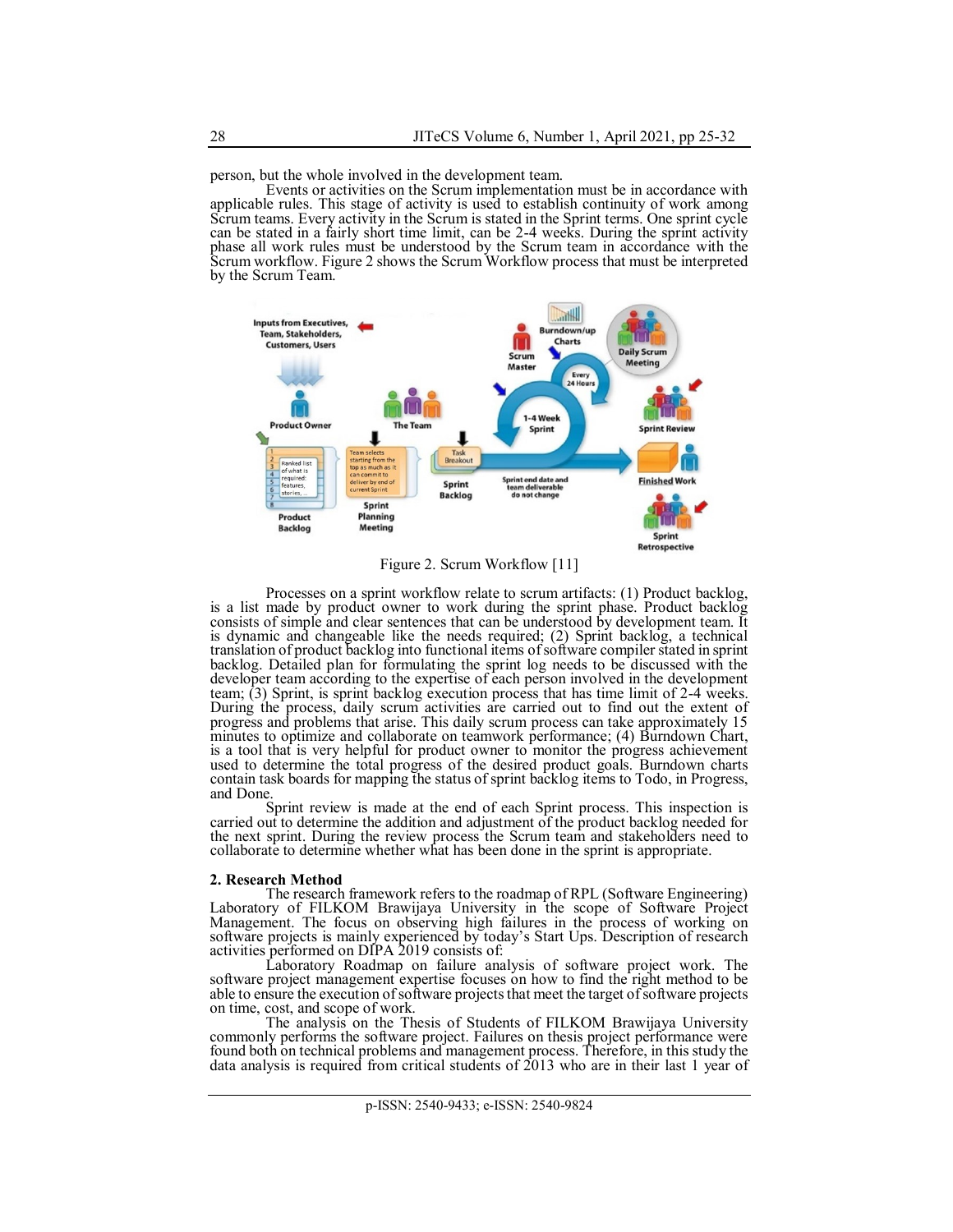person, but the whole involved in the development team.

Events or activities on the Scrum implementation must be in accordance with applicable rules. This stage of activity is used to establish continuity of work among Scrum teams. Every activity in the Scrum is stated in the Sprint terms. One sprint cycle can be stated in a fairly short time limit, can be 2-4 weeks. During the sprint activity phase all work rules must be understood by the Scrum team in accordance with the Scrum workflow. Figure 2 shows the Scrum Workflow process that must be interpreted by the Scrum Team.

Figure 2. Scrum Workflow [11]

Processes on a sprint workflow relate to scrum artifacts: (1) Product backlog, is a list made by product owner to work during the sprint phase. Product backlog consists of simple and clear sentences that can be understood by development team. It is dynamic and changeable like the needs required; (2) Sprint backlog, a technical translation of product backlog into functional items of software compiler stated in sprint backlog. Detailed plan for formulating the sprint log needs to be discussed with the developer team according to the expertise of each person involved in the development team; (3) Sprint, is sprint backlog execution process that has time limit of 2-4 weeks. During the process, daily scrum activities are carried out to find out the extent of progress and problems that arise. This daily scrum process can take approximately 15 minutes to optimize and collaborate on teamwork performance; (4) Burndown Chart, is a tool that is very helpful for product owner to monitor the progress achievement used to determine the total progress of the desired product goals. Burndown charts contain task boards for mapping the status of sprint backlog items to Todo, in Progress, and Done.

Sprint review is made at the end of each Sprint process. This inspection is carried out to determine the addition and adjustment of the product backlog needed for the next sprint. During the review process the Scrum team and stakeholders need to collaborate to determine whether what has been done in the sprint is appropriate.

## 2. Research Method

The research framework refers to the roadmap of RPL (Software Engineering) Laboratory of FILKOM Brawijaya University in the scope of Software Project Management. The focus on observing high failures in the process of working on software projects is mainly experienced by today's Start Ups. Description of research activities performed on DIPA 2019 consists of:

Laboratory Roadmap on failure analysis of software project work. The software project management expertise focuses on how to find the right method to be able to ensure the execution of software projects that meet the target of software projects on time, cost, and scope of work.

The analysis on the Thesis of Students of FILKOM Brawijaya University commonly performs the software project. Failures on thesis project performance were found both on technical problems and management process. Therefore, in this study the data analysis is required from critical students of 2013 who are in their last 1 year of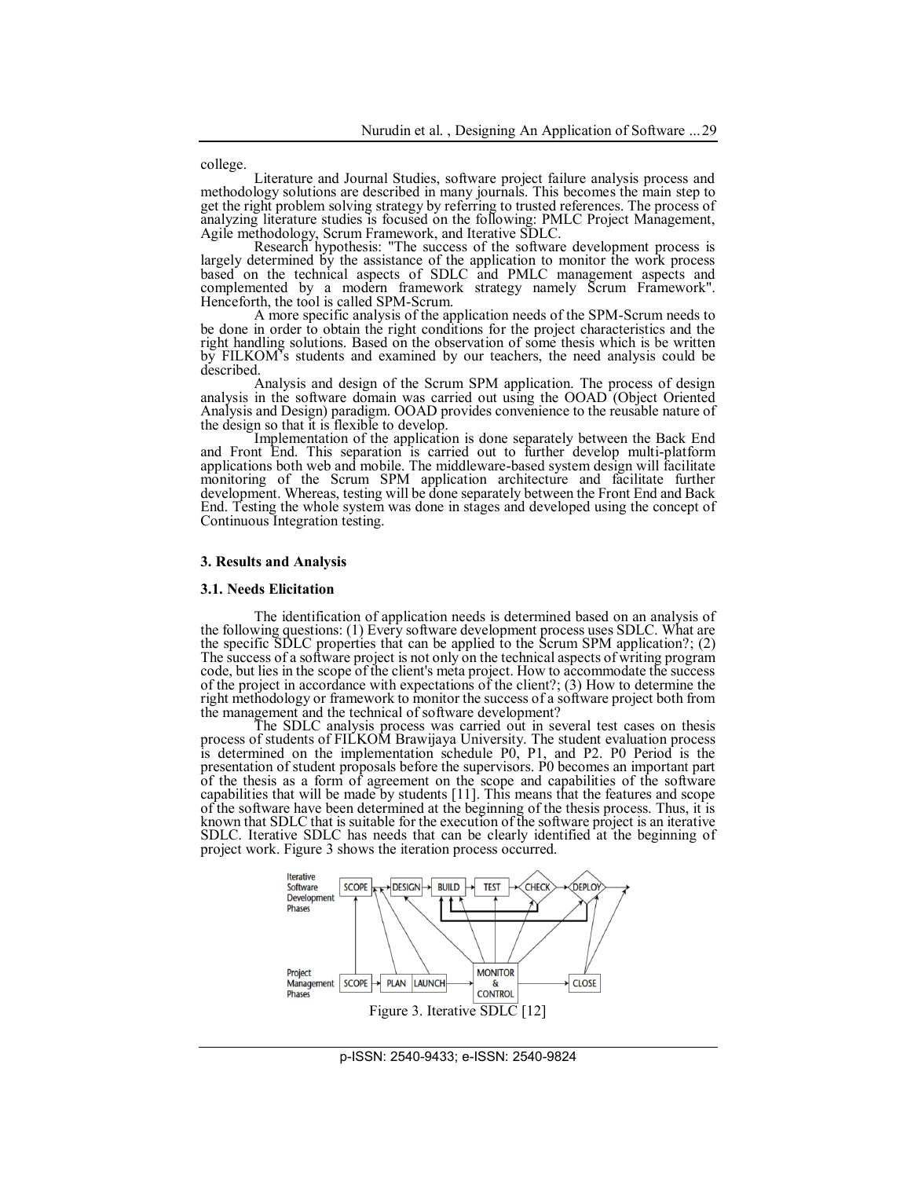college.

Literature and Journal Studies, software project failure analysis process and methodology solutions are described in many journals. This becomes the main step to get the right problem solving strategy by referring to trusted references. The process of analyzing literature studies is focused on the following: PMLC Project Management, Agile methodology, Scrum Framework, and Iterative SDLC.

Research hypothesis: "The success of the software development process is largely determined by the assistance of the application to monitor the work process based on the technical aspects of SDLC and PMLC management aspects and complemented by a modern framework strategy namely Scrum Framework". Henceforth, the tool is called SPM-Scrum.

A more specific analysis of the application needs of the SPM-Scrum needs to be done in order to obtain the right conditions for the project characteristics and the right handling solutions. Based on the observation of some thesis which is be written by FILKOM's students and examined by our teachers, the need analysis could be described.

Analysis and design of the Scrum SPM application. The process of design analysis in the software domain was carried out using the OOAD (Object Oriented Analysis and Design) paradigm. OOAD provides convenience to the reusable nature of the design so that it is flexible to develop.

Implementation of the application is done separately between the Back End and Front End. This separation is carried out to further develop multi-platform applications both web and mobile. The middleware-based system design will facilitate monitoring of the Scrum SPM application architecture and facilitate further development. Whereas, testing will be done separately between the Front End and Back End. Testing the whole system was done in stages and developed using the concept of Continuous Integration testing.

## 3. Results and Analysis

### 3.1. Needs Elicitation

The identification of application needs is determined based on an analysis of the following questions: (1) Every software development process uses SDLC. What are the specific SDLC properties that can be applied to the Scrum SPM application?; (2) The success of a software project is not only on the technical aspects of writing program code, but lies in the scope of the client's meta project. How to accommodate the success of the project in accordance with expectations of the client?; (3) How to determine the right methodology or framework to monitor the success of a software project both from the management and the technical of software development?

The SDLC analysis process was carried out in several test cases on thesis process of students of FILKOM Brawijaya University. The student evaluation process is determined on the implementation schedule P0, P1, and P2. P0 Period is the presentation of student proposals before the supervisors. P0 becomes an important part of the thesis as a form of agreement on the scope and capabilities of the software capabilities that will be made by students [11]. This means that the features and scope of the software have been determined at the beginning of the thesis process. Thus, it is known that SDLC that is suitable for the execution of the software project is an iterative SDLC. Iterative SDLC has needs that can be clearly identified at the beginning of project work. Figure 3 shows the iteration process occurred.

Figure 3. Iterative SDLC [12]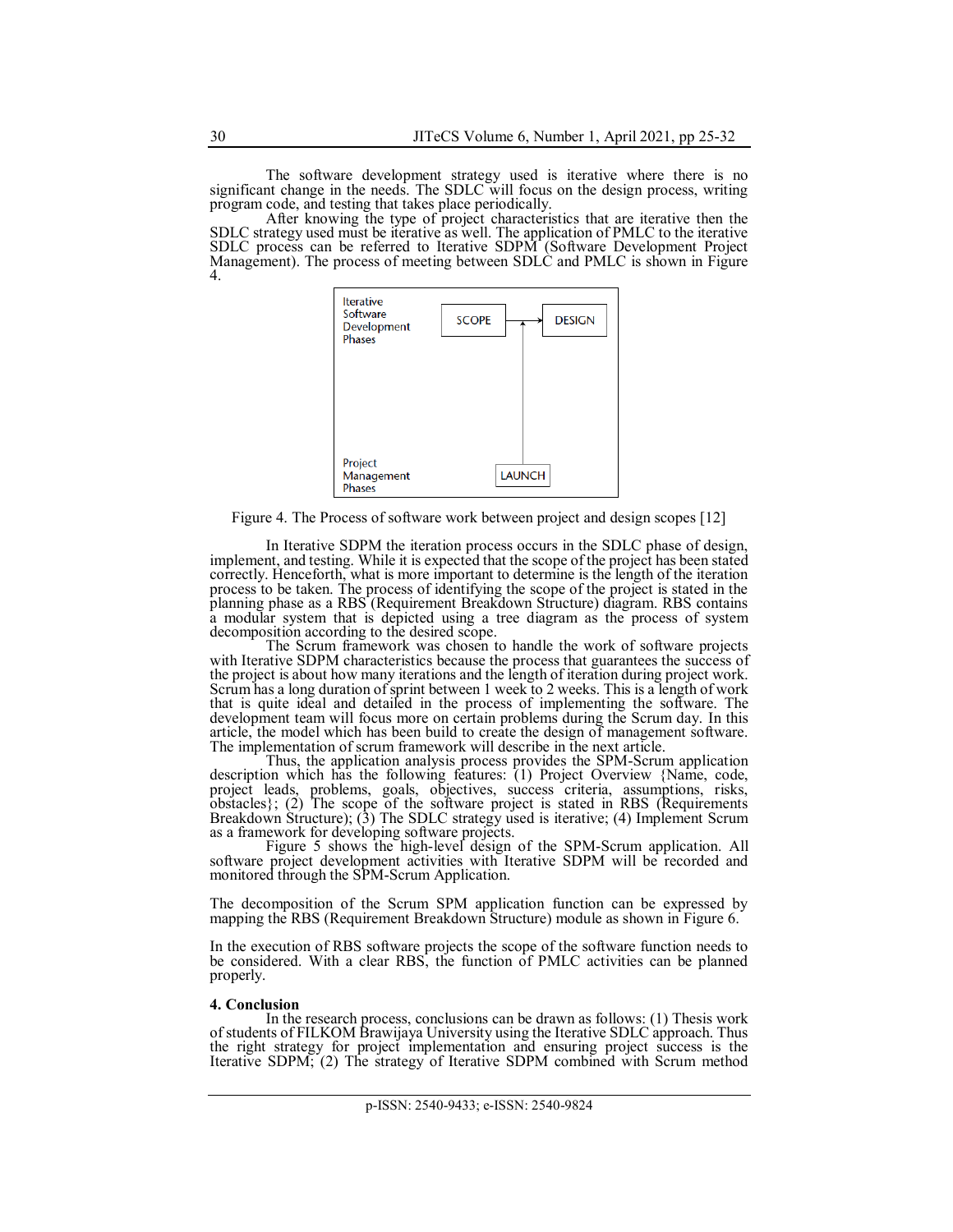The software development strategy used is iterative where there is no significant change in the needs. The SDLC will focus on the design process, writing program code, and testing that takes place periodically.

After knowing the type of project characteristics that are iterative then the SDLC strategy used must be iterative as well. The application of PMLC to the iterative SDLC process can be referred to Iterative SDPM (Software Development Project Management). The process of meeting between SDLC and PMLC is shown in Figure 4.

Figure 4. The Process of software work between project and design scopes [12]

In Iterative SDPM the iteration process occurs in the SDLC phase of design, implement, and testing. While it is expected that the scope of the project has been stated correctly. Henceforth, what is more important to determine is the length of the iteration process to be taken. The process of identifying the scope of the project is stated in the planning phase as a RBS (Requirement Breakdown Structure) diagram. RBS contains a modular system that is depicted using a tree diagram as the process of system decomposition according to the desired scope.

The Scrum framework was chosen to handle the work of software projects with Iterative SDPM characteristics because the process that guarantees the success of the project is about how many iterations and the length of iteration during project work. Scrum has a long duration of sprint between 1 week to 2 weeks. This is a length of work that is quite ideal and detailed in the process of implementing the software. The development team will focus more on certain problems during the Scrum day. In this article, the model which has been build to create the design of management software. The implementation of scrum framework will describe in the next article.

Thus, the application analysis process provides the SPM-Scrum application description which has the following features: (1) Project Overview {Name, code, project leads, problems, goals, objectives, success criteria, assumptions, risks, obstacles}; (2) The scope of the software project is stated in RBS (Requirements Breakdown Structure); (3) The SDLC strategy used is iterative; (4) Implement Scrum as a framework for developing software projects.

Figure 5 shows the high-level design of the SPM-Scrum application. All software project development activities with Iterative SDPM will be recorded and monitored through the SPM-Scrum Application.

The decomposition of the Scrum SPM application function can be expressed by mapping the RBS (Requirement Breakdown Structure) module as shown in Figure 6.

In the execution of RBS software projects the scope of the software function needs to be considered. With a clear RBS, the function of PMLC activities can be planned properly.

## 4. Conclusion

In the research process, conclusions can be drawn as follows: (1) Thesis work of students of FILKOM Brawijaya University using the Iterative SDLC approach. Thus the right strategy for project implementation and ensuring project success is the Iterative SDPM; (2) The strategy of Iterative SDPM combined with Scrum method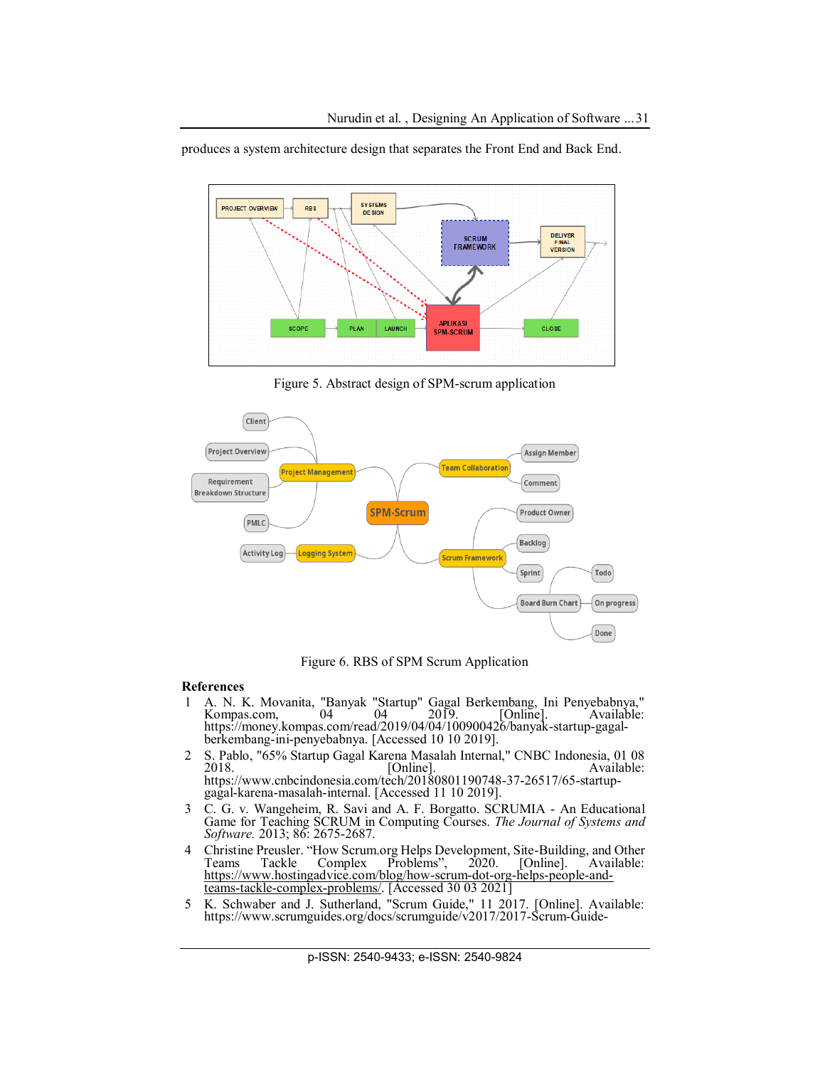produces a system architecture design that separates the Front End and Back End.

Figure 5. Abstract design of SPM-scrum application

Figure 6. RBS of SPM Scrum Application

## References

1. A. N. K. Movanita, "Banyak "Startup" Gagal Berkembang, Ini Penyebabnya," Kompas.com, 04 04 2019. [Online]. Available: https://money.kompas.com/read/2019/04/04/100900426/banyak-startup-gagal-berkembang-ini-penyebabnya. [Accessed 10 10 2019].
2. S. Pablo, "65% Startup Gagal Karena Masalah Internal," CNBC Indonesia, 01 08 2018. [Online]. Available: https://www.cnbcindonesia.com/tech/20180801190748-37-26517/65-startup-gagal-karena-masalah-internal. [Accessed 11 10 2019].
3. C. G. v. Wangeheim, R. Savi and A. F. Borgatto. SCRUMIA - An Educational Game for Teaching SCRUM in Computing Courses. *The Journal of Systems and Software.* 2013; 86: 2675-2687.
4. Christine Preusler. "How Scrum.org Helps Development, Site-Building, and Other Teams Tackle Complex Problems", 2020. [Online]. Available: https://www.hostingadvice.com/blog/how-scrum-dot-org-helps-people-and-teams-tackle-complex-problems/. [Accessed 30 03 2021]
5. K. Schwaber and J. Sutherland, "Scrum Guide," 11 2017. [Online]. Available: https://www.scrumguides.org/docs/scrumguide/v2017/2017-Scrum-Guide-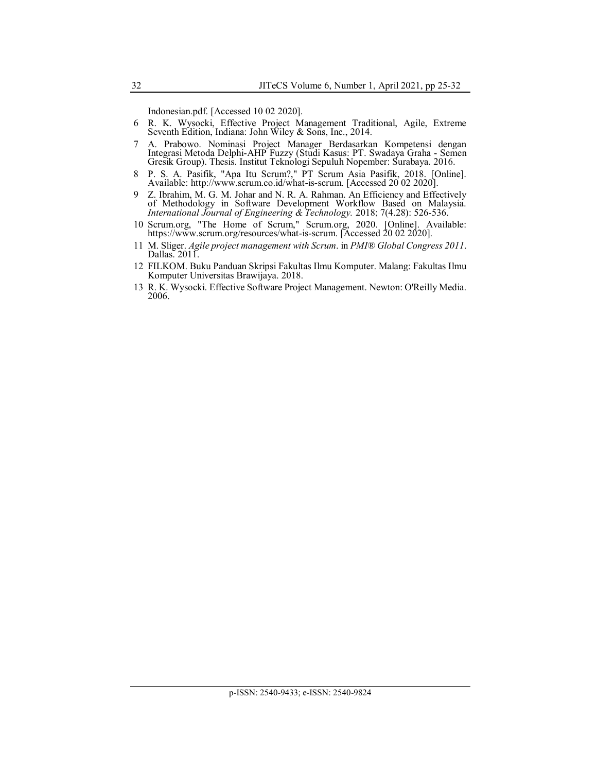Indonesian.pdf. [Accessed 10 02 2020].

6 R. K. Wysocki, Effective Project Management Traditional, Agile, Extreme Seventh Edition, Indiana: John Wiley & Sons, Inc., 2014.

7 A. Prabowo. Nominasi Project Manager Berdasarkan Kompetensi dengan Integrasi Metoda Delphi-AHP Fuzzy (Studi Kasus: PT. Swadaya Graha - Semen Gresik Group). Thesis. Institut Teknologi Sepuluh Nopember: Surabaya. 2016.

8 P. S. A. Pasifik, "Apa Itu Scrum?," PT Scrum Asia Pasifik, 2018. [Online]. Available: http://www.scrum.co.id/what-is-scrum. [Accessed 20 02 2020].

9 Z. Ibrahim, M. G. M. Johar and N. R. A. Rahman. An Efficiency and Effectively of Methodology in Software Development Workflow Based on Malaysia. *International Journal of Engineering & Technology.* 2018; 7(4.28): 526-536.

10 Scrum.org, "The Home of Scrum," Scrum.org, 2020. [Online]. Available: https://www.scrum.org/resources/what-is-scrum. [Accessed 20 02 2020].

11 M. Sliger. *Agile project management with Scrum*. in *PMI® Global Congress 2011*. Dallas. 2011.

12 FILKOM. Buku Panduan Skripsi Fakultas Ilmu Komputer. Malang: Fakultas Ilmu Komputer Universitas Brawijaya. 2018.

13 R. K. Wysocki. Effective Software Project Management. Newton: O'Reilly Media. 2006.